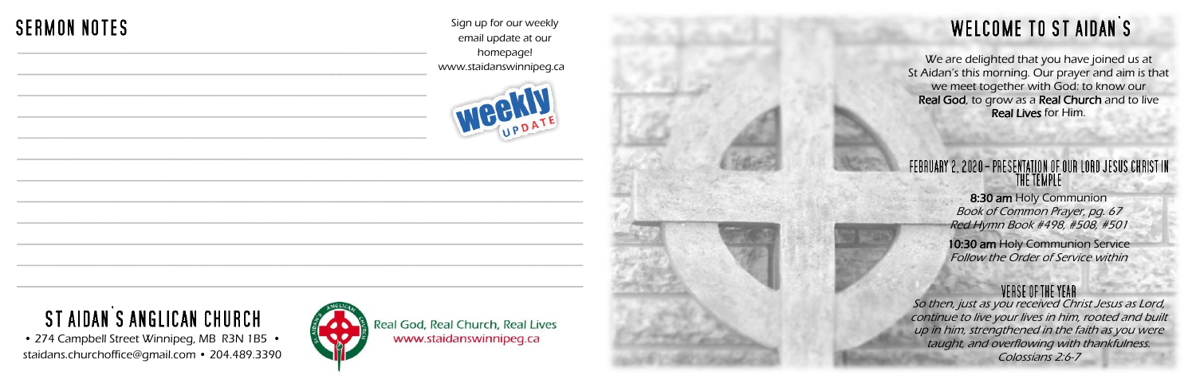# SERMON NOTES

Sign up for our weekly email update at our homepage!
www.staidanswinnipeg.ca

weekly UPDATE

# ST AIDAN'S ANGLICAN CHURCH

• 274 Campbell Street Winnipeg, MB R3N 1B5 •
staidans.churchoffice@gmail.com • 204.489.3390

Real God, Real Church, Real Lives
www.staidanswinnipeg.ca

# WELCOME TO ST AIDAN'S

We are delighted that you have joined us at St Aidan's this morning. Our prayer and aim is that we meet together with God: to know our **Real God**, to grow as a **Real Church** and to live **Real Lives** for Him.

## FEBRUARY 2, 2020 – PRESENTATION OF OUR LORD JESUS CHRIST IN THE TEMPLE

**8:30 am** Holy Communion
*Book of Common Prayer, pg. 67*
*Red Hymn Book #498, #508, #501*

**10:30 am** Holy Communion Service
*Follow the Order of Service within*

## VERSE OF THE YEAR

*So then, just as you received Christ Jesus as Lord, continue to live your lives in him, rooted and built up in him, strengthened in the faith as you were taught, and overflowing with thankfulness.*
*Colossians 2:6-7*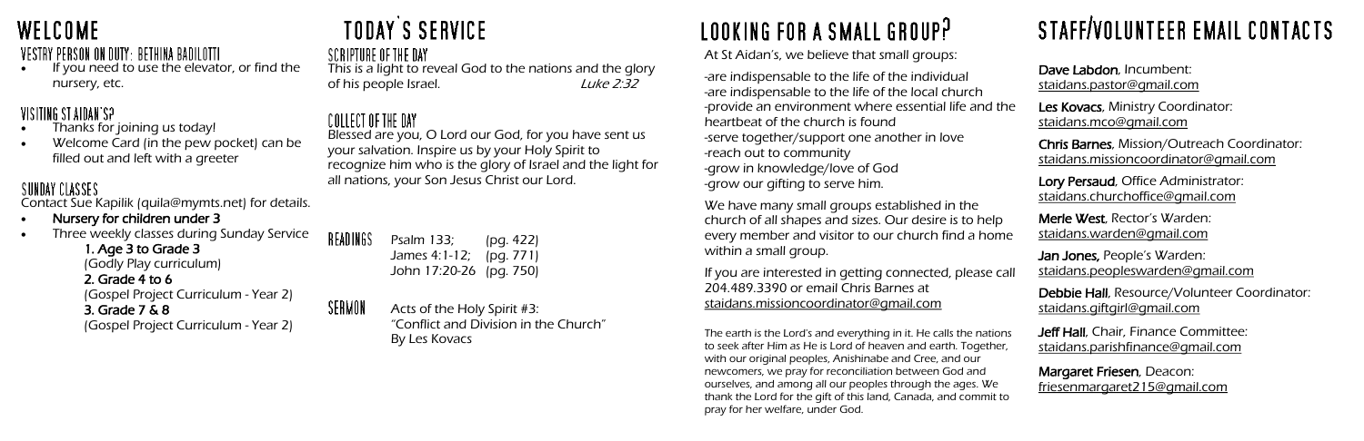# WELCOME

## VESTRY PERSON ON DUTY: BETHINA BADILOTTI

- If you need to use the elevator, or find the nursery, etc.

## VISITING ST AIDAN'S?

- Thanks for joining us today!
- Welcome Card (in the pew pocket) can be filled out and left with a greeter

## SUNDAY CLASSES

Contact Sue Kapilik (quila@mymts.net) for details.

- **Nursery for children under 3**
- Three weekly classes during Sunday Service
  - **1. Age 3 to Grade 3**
    (Godly Play curriculum)
  - **2. Grade 4 to 6**
    (Gospel Project Curriculum - Year 2)
  - **3. Grade 7 & 8**
    (Gospel Project Curriculum - Year 2)

# TODAY'S SERVICE

## SCRIPTURE OF THE DAY

This is a light to reveal God to the nations and the glory of his people Israel. *Luke 2:32*

## COLLECT OF THE DAY

Blessed are you, O Lord our God, for you have sent us your salvation. Inspire us by your Holy Spirit to recognize him who is the glory of Israel and the light for all nations, your Son Jesus Christ our Lord.

## READINGS

Psalm 133; (pg. 422)
James 4:1-12; (pg. 771)
John 17:20-26 (pg. 750)

## SERMON

Acts of the Holy Spirit #3:
"Conflict and Division in the Church"
By Les Kovacs

# LOOKING FOR A SMALL GROUP?

At St Aidan's, we believe that small groups:

-are indispensable to the life of the individual
-are indispensable to the life of the local church
-provide an environment where essential life and the heartbeat of the church is found
-serve together/support one another in love
-reach out to community
-grow in knowledge/love of God
-grow our gifting to serve him.

We have many small groups established in the church of all shapes and sizes. Our desire is to help every member and visitor to our church find a home within a small group.

If you are interested in getting connected, please call 204.489.3390 or email Chris Barnes at staidans.missioncoordinator@gmail.com

The earth is the Lord's and everything in it. He calls the nations to seek after Him as He is Lord of heaven and earth. Together, with our original peoples, Anishinabe and Cree, and our newcomers, we pray for reconciliation between God and ourselves, and among all our peoples through the ages. We thank the Lord for the gift of this land, Canada, and commit to pray for her welfare, under God.

# STAFF/VOLUNTEER EMAIL CONTACTS

**Dave Labdon**, Incumbent:
staidans.pastor@gmail.com

**Les Kovacs**, Ministry Coordinator:
staidans.mco@gmail.com

**Chris Barnes**, Mission/Outreach Coordinator:
staidans.missioncoordinator@gmail.com

**Lory Persaud**, Office Administrator:
staidans.churchoffice@gmail.com

**Merle West**, Rector's Warden:
staidans.warden@gmail.com

**Jan Jones**, People's Warden:
staidans.peopleswarden@gmail.com

**Debbie Hall**, Resource/Volunteer Coordinator:
staidans.giftgirl@gmail.com

**Jeff Hall**, Chair, Finance Committee:
staidans.parishfinance@gmail.com

**Margaret Friesen**, Deacon:
friesenmargaret215@gmail.com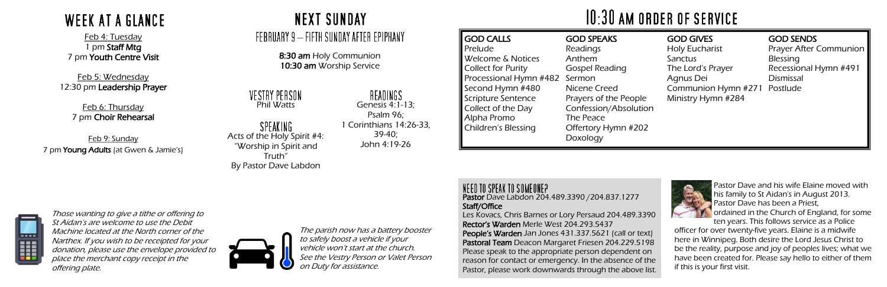# WEEK AT A GLANCE

Feb 4: Tuesday
1 pm **Staff Mtg**
7 pm **Youth Centre Visit**

Feb 5: Wednesday
12:30 pm **Leadership Prayer**

Feb 6: Thursday
7 pm **Choir Rehearsal**

Feb 9: Sunday
7 pm **Young Adults** (at Gwen & Jamie's)

# NEXT SUNDAY

## FEBRUARY 9 – FIFTH SUNDAY AFTER EPIPHANY

**8:30 am** Holy Communion
**10:30 am** Worship Service

### VESTRY PERSON

Phil Watts

### SPEAKING

Acts of the Holy Spirit #4: "Worship in Spirit and Truth"
By Pastor Dave Labdon

### READINGS

Genesis 4:1-13;
Psalm 96;
1 Corinthians 14:26-33, 39-40;
John 4:19-26

# 10:30 AM ORDER OF SERVICE

**GOD CALLS**
- Prelude
- Welcome & Notices
- Collect for Purity
- Processional Hymn #482
- Second Hymn #480
- Scripture Sentence
- Collect of the Day
- Alpha Promo
- Children's Blessing

**GOD SPEAKS**
- Readings
- Anthem
- Gospel Reading
- Sermon
- Nicene Creed
- Prayers of the People
- Confession/Absolution
- The Peace
- Offertory Hymn #202
- Doxology

**GOD GIVES**
- Holy Eucharist
- Sanctus
- The Lord's Prayer
- Agnus Dei
- Communion Hymn #271
- Ministry Hymn #284

**GOD SENDS**
- Prayer After Communion
- Blessing
- Recessional Hymn #491
- Dismissal
- Postlude

*Those wanting to give a tithe or offering to St Aidan's are welcome to use the Debit Machine located at the North corner of the Narthex. If you wish to be receipted for your donation, please use the envelope provided to place the merchant copy receipt in the offering plate.*

*The parish now has a battery booster to safely boost a vehicle if your vehicle won't start at the church. See the Vestry Person or Valet Person on Duty for assistance.*

## NEED TO SPEAK TO SOMEONE?

**Pastor** Dave Labdon 204.489.3390 /204.837.1277
**Staff/Office**
Les Kovacs, Chris Barnes or Lory Persaud 204.489.3390
**Rector's Warden** Merle West 204.293.5437
**People's Warden** Jan Jones 431.337.5621 (call or text)
**Pastoral Team** Deacon Margaret Friesen 204.229.5198
Please speak to the appropriate person dependent on reason for contact or emergency. In the absence of the Pastor, please work downwards through the above list.

Pastor Dave and his wife Elaine moved with his family to St Aidan's in August 2013. Pastor Dave has been a Priest, ordained in the Church of England, for some ten years. This follows service as a Police officer for over twenty-five years. Elaine is a midwife here in Winnipeg. Both desire the Lord Jesus Christ to be the reality, purpose and joy of peoples lives; what we have been created for. Please say hello to either of them if this is your first visit.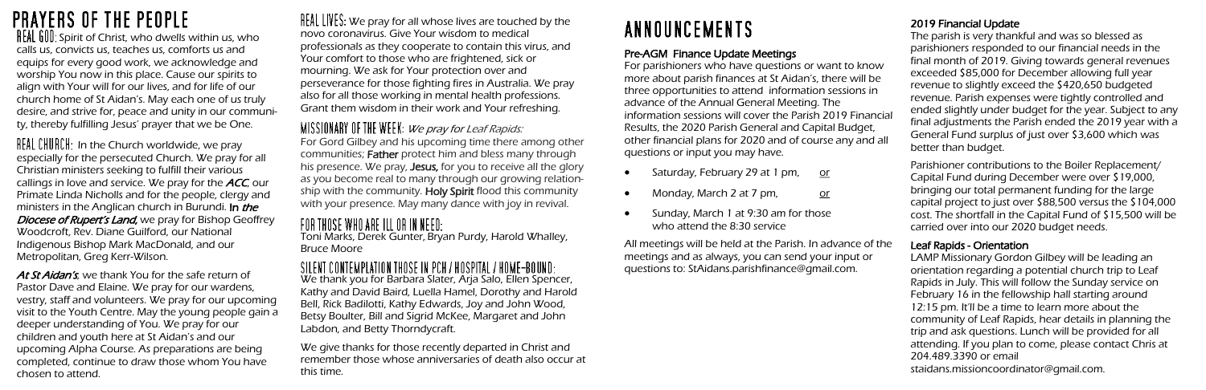# PRAYERS OF THE PEOPLE

**REAL GOD:** Spirit of Christ, who dwells within us, who calls us, convicts us, teaches us, comforts us and equips for every good work, we acknowledge and worship You now in this place. Cause our spirits to align with Your will for our lives, and for life of our church home of St Aidan's. May each one of us truly desire, and strive for, peace and unity in our community, thereby fulfilling Jesus' prayer that we be One.

**REAL CHURCH:** In the Church worldwide, we pray especially for the persecuted Church. We pray for all Christian ministers seeking to fulfill their various callings in love and service. We pray for the ***ACC***, our Primate Linda Nicholls and for the people, clergy and ministers in the Anglican church in Burundi. **In *the Diocese of Rupert's Land*,** we pray for Bishop Geoffrey Woodcroft, Rev. Diane Guilford, our National Indigenous Bishop Mark MacDonald, and our Metropolitan, Greg Kerr-Wilson.

***At St Aidan's***, we thank You for the safe return of Pastor Dave and Elaine. We pray for our wardens, vestry, staff and volunteers. We pray for our upcoming visit to the Youth Centre. May the young people gain a deeper understanding of You. We pray for our children and youth here at St Aidan's and our upcoming Alpha Course. As preparations are being completed, continue to draw those whom You have chosen to attend.

**REAL LIVES:** We pray for all whose lives are touched by the novo coronavirus. Give Your wisdom to medical professionals as they cooperate to contain this virus, and Your comfort to those who are frightened, sick or mourning. We ask for Your protection over and perseverance for those fighting fires in Australia. We pray also for all those working in mental health professions. Grant them wisdom in their work and Your refreshing.

## MISSIONARY OF THE WEEK: *We pray for Leaf Rapids:*

For Gord Gilbey and his upcoming time there among other communities; **Father** protect him and bless many through his presence. We pray, **Jesus,** for you to receive all the glory as you become real to many through our growing relationship with the community. **Holy Spirit** flood this community with your presence. May many dance with joy in revival.

## FOR THOSE WHO ARE ILL OR IN NEED:

Toni Marks, Derek Gunter, Bryan Purdy, Harold Whalley, Bruce Moore

## SILENT CONTEMPLATION THOSE IN PCH / HOSPITAL / HOME-BOUND:

We thank you for Barbara Slater, Arja Salo, Ellen Spencer, Kathy and David Baird, Luella Hamel, Dorothy and Harold Bell, Rick Badilotti, Kathy Edwards, Joy and John Wood, Betsy Boulter, Bill and Sigrid McKee, Margaret and John Labdon, and Betty Thorndycraft.

We give thanks for those recently departed in Christ and remember those whose anniversaries of death also occur at this time.

# ANNOUNCEMENTS

### Pre-AGM Finance Update Meetings

For parishioners who have questions or want to know more about parish finances at St Aidan's, there will be three opportunities to attend information sessions in advance of the Annual General Meeting. The information sessions will cover the Parish 2019 Financial Results, the 2020 Parish General and Capital Budget, other financial plans for 2020 and of course any and all questions or input you may have.

- Saturday, February 29 at 1 pm, or
- Monday, March 2 at 7 pm, or
- Sunday, March 1 at 9:30 am for those who attend the 8:30 service

All meetings will be held at the Parish. In advance of the meetings and as always, you can send your input or questions to: StAidans.parishfinance@gmail.com.

### 2019 Financial Update

The parish is very thankful and was so blessed as parishioners responded to our financial needs in the final month of 2019. Giving towards general revenues exceeded $85,000 for December allowing full year revenue to slightly exceed the $420,650 budgeted revenue. Parish expenses were tightly controlled and ended slightly under budget for the year. Subject to any final adjustments the Parish ended the 2019 year with a General Fund surplus of just over $3,600 which was better than budget.

Parishioner contributions to the Boiler Replacement/ Capital Fund during December were over $19,000, bringing our total permanent funding for the large capital project to just over $88,500 versus the $104,000 cost. The shortfall in the Capital Fund of $15,500 will be carried over into our 2020 budget needs.

### Leaf Rapids - Orientation

LAMP Missionary Gordon Gilbey will be leading an orientation regarding a potential church trip to Leaf Rapids in July. This will follow the Sunday service on February 16 in the fellowship hall starting around 12:15 pm. It'll be a time to learn more about the community of Leaf Rapids, hear details in planning the trip and ask questions. Lunch will be provided for all attending. If you plan to come, please contact Chris at 204.489.3390 or email staidans.missioncoordinator@gmail.com.